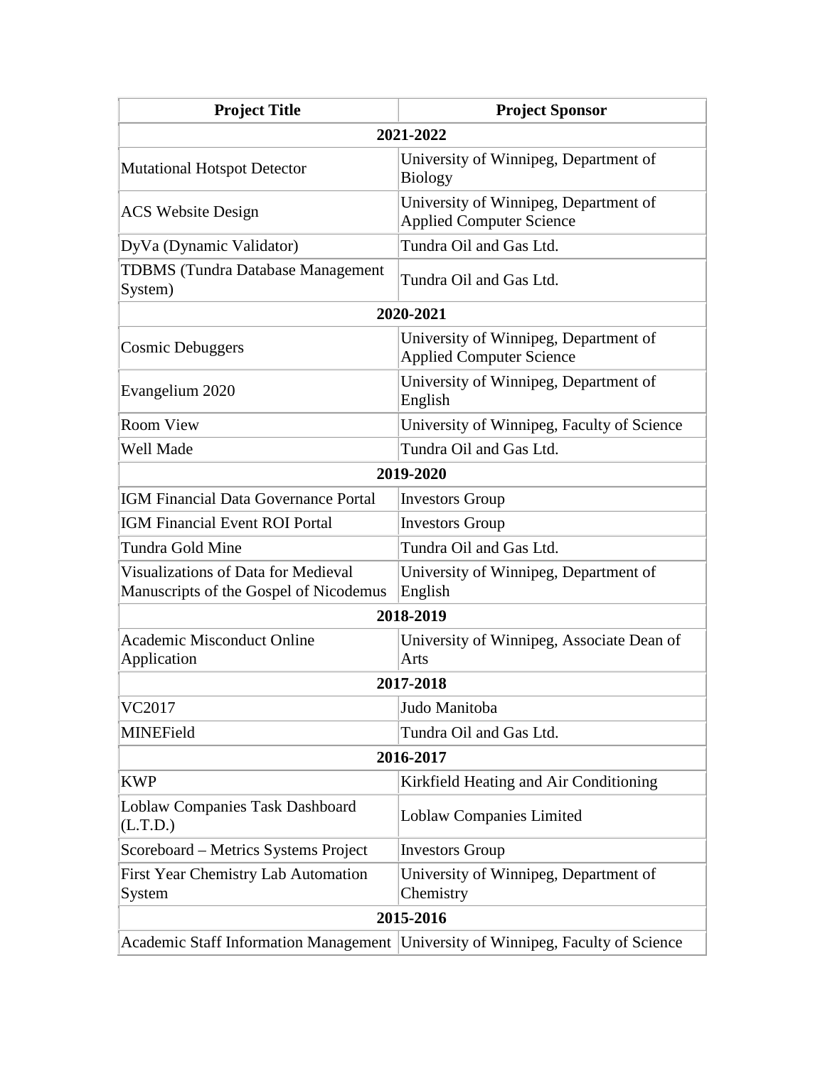| Project Title | Project Sponsor |
| --- | --- |
| **2021-2022** | |
| Mutational Hotspot Detector | University of Winnipeg, Department of Biology |
| ACS Website Design | University of Winnipeg, Department of Applied Computer Science |
| DyVa (Dynamic Validator) | Tundra Oil and Gas Ltd. |
| TDBMS (Tundra Database Management System) | Tundra Oil and Gas Ltd. |
| **2020-2021** | |
| Cosmic Debuggers | University of Winnipeg, Department of Applied Computer Science |
| Evangelium 2020 | University of Winnipeg, Department of English |
| Room View | University of Winnipeg, Faculty of Science |
| Well Made | Tundra Oil and Gas Ltd. |
| **2019-2020** | |
| IGM Financial Data Governance Portal | Investors Group |
| IGM Financial Event ROI Portal | Investors Group |
| Tundra Gold Mine | Tundra Oil and Gas Ltd. |
| Visualizations of Data for Medieval Manuscripts of the Gospel of Nicodemus | University of Winnipeg, Department of English |
| **2018-2019** | |
| Academic Misconduct Online Application | University of Winnipeg, Associate Dean of Arts |
| **2017-2018** | |
| VC2017 | Judo Manitoba |
| MINEField | Tundra Oil and Gas Ltd. |
| **2016-2017** | |
| KWP | Kirkfield Heating and Air Conditioning |
| Loblaw Companies Task Dashboard (L.T.D.) | Loblaw Companies Limited |
| Scoreboard – Metrics Systems Project | Investors Group |
| First Year Chemistry Lab Automation System | University of Winnipeg, Department of Chemistry |
| **2015-2016** | |
| Academic Staff Information Management | University of Winnipeg, Faculty of Science |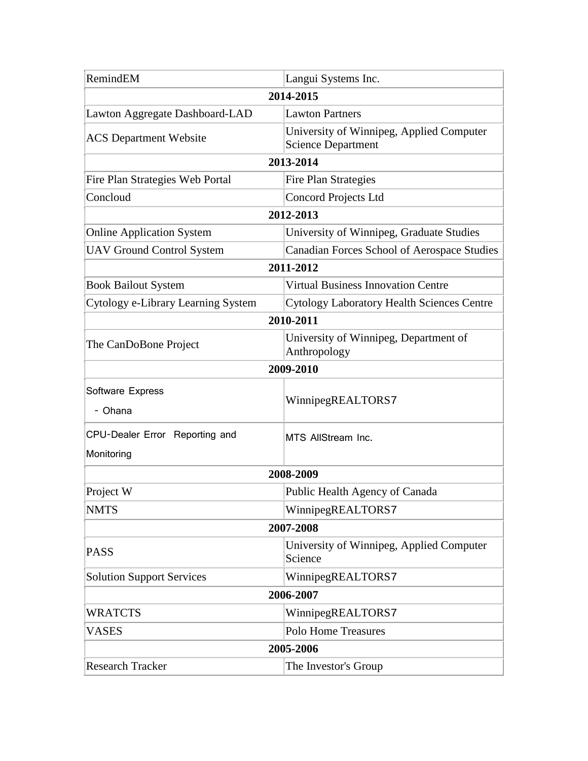| RemindEM | Langui Systems Inc. |
|---|---|
| **2014-2015** | |
| Lawton Aggregate Dashboard-LAD | Lawton Partners |
| ACS Department Website | University of Winnipeg, Applied Computer Science Department |
| **2013-2014** | |
| Fire Plan Strategies Web Portal | Fire Plan Strategies |
| Concloud | Concord Projects Ltd |
| **2012-2013** | |
| Online Application System | University of Winnipeg, Graduate Studies |
| UAV Ground Control System | Canadian Forces School of Aerospace Studies |
| **2011-2012** | |
| Book Bailout System | Virtual Business Innovation Centre |
| Cytology e-Library Learning System | Cytology Laboratory Health Sciences Centre |
| **2010-2011** | |
| The CanDoBone Project | University of Winnipeg, Department of Anthropology |
| **2009-2010** | |
| Software Express - Ohana | WinnipegREALTORS7 |
| CPU-Dealer Error Reporting and Monitoring | MTS AllStream Inc. |
| **2008-2009** | |
| Project W | Public Health Agency of Canada |
| NMTS | WinnipegREALTORS7 |
| **2007-2008** | |
| PASS | University of Winnipeg, Applied Computer Science |
| Solution Support Services | WinnipegREALTORS7 |
| **2006-2007** | |
| WRATCTS | WinnipegREALTORS7 |
| VASES | Polo Home Treasures |
| **2005-2006** | |
| Research Tracker | The Investor's Group |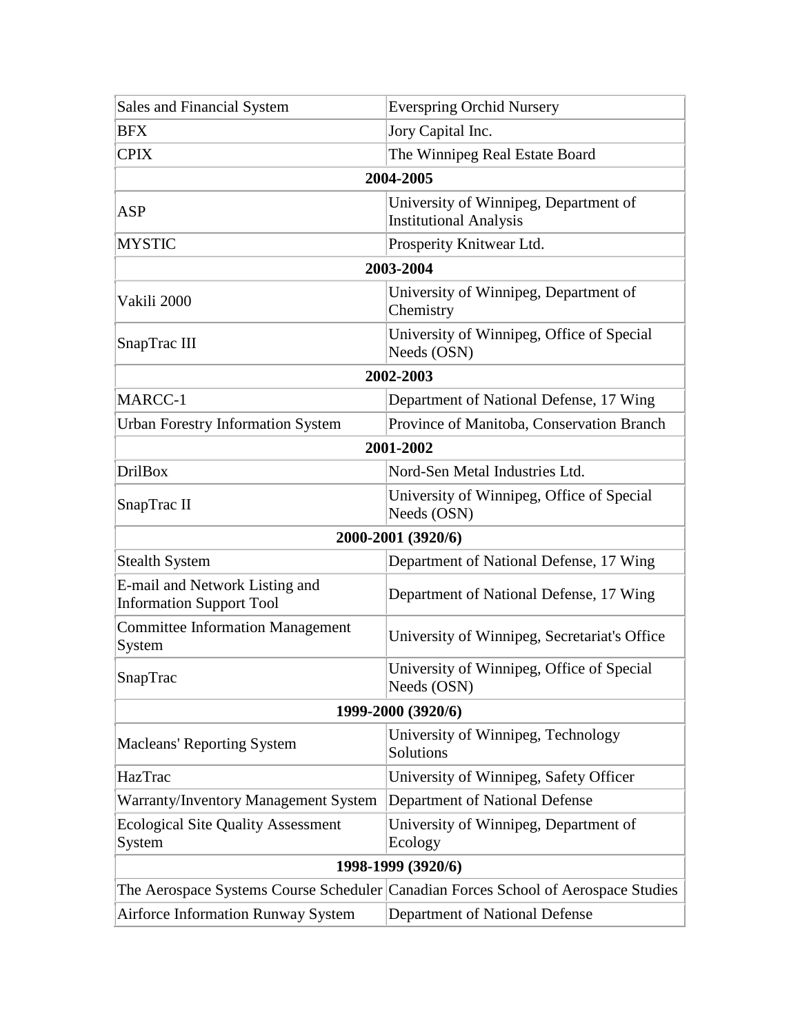| | |
|---|---|
| Sales and Financial System | Everspring Orchid Nursery |
| BFX | Jory Capital Inc. |
| CPIX | The Winnipeg Real Estate Board |
| **2004-2005** | |
| ASP | University of Winnipeg, Department of Institutional Analysis |
| MYSTIC | Prosperity Knitwear Ltd. |
| **2003-2004** | |
| Vakili 2000 | University of Winnipeg, Department of Chemistry |
| SnapTrac III | University of Winnipeg, Office of Special Needs (OSN) |
| **2002-2003** | |
| MARCC-1 | Department of National Defense, 17 Wing |
| Urban Forestry Information System | Province of Manitoba, Conservation Branch |
| **2001-2002** | |
| DrilBox | Nord-Sen Metal Industries Ltd. |
| SnapTrac II | University of Winnipeg, Office of Special Needs (OSN) |
| **2000-2001 (3920/6)** | |
| Stealth System | Department of National Defense, 17 Wing |
| E-mail and Network Listing and Information Support Tool | Department of National Defense, 17 Wing |
| Committee Information Management System | University of Winnipeg, Secretariat's Office |
| SnapTrac | University of Winnipeg, Office of Special Needs (OSN) |
| **1999-2000 (3920/6)** | |
| Macleans' Reporting System | University of Winnipeg, Technology Solutions |
| HazTrac | University of Winnipeg, Safety Officer |
| Warranty/Inventory Management System | Department of National Defense |
| Ecological Site Quality Assessment System | University of Winnipeg, Department of Ecology |
| **1998-1999 (3920/6)** | |
| The Aerospace Systems Course Scheduler | Canadian Forces School of Aerospace Studies |
| Airforce Information Runway System | Department of National Defense |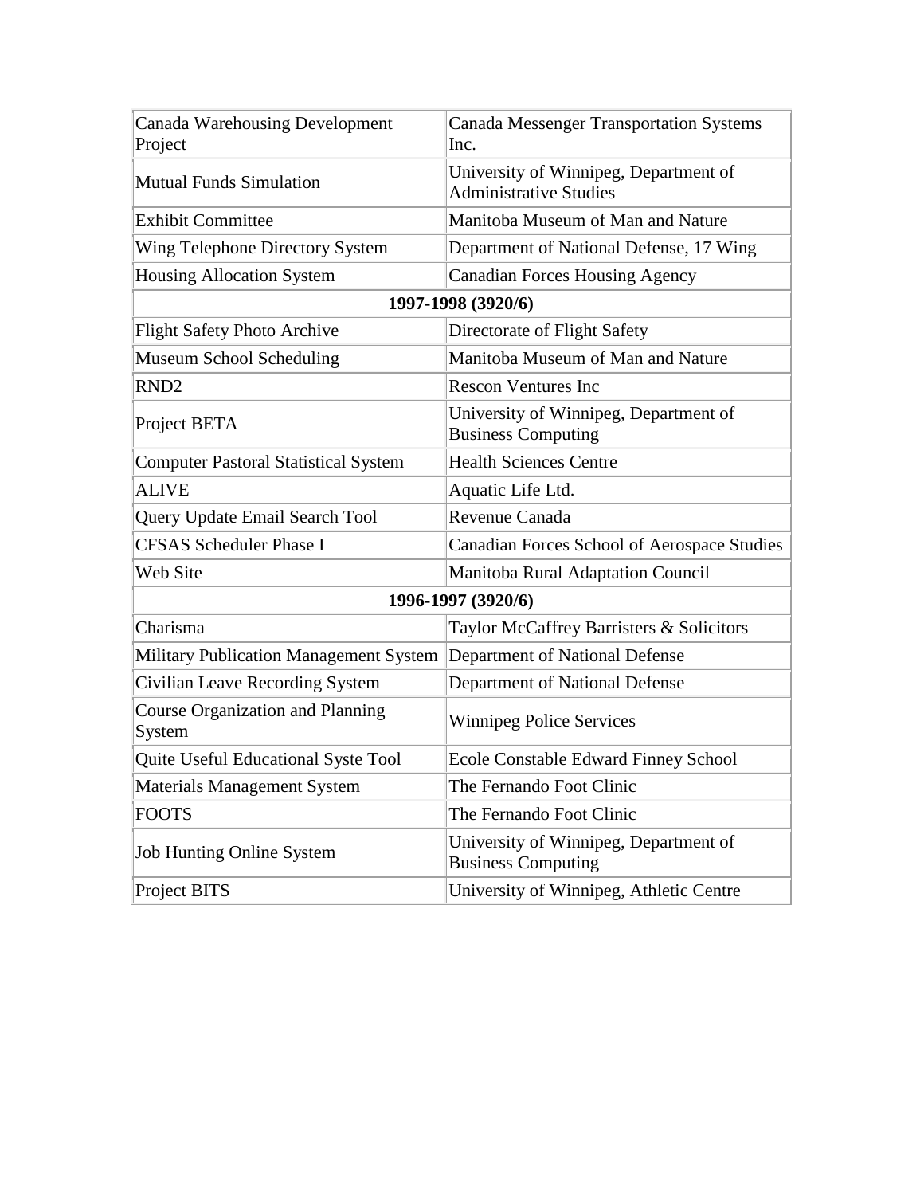| | |
|---|---|
| Canada Warehousing Development Project | Canada Messenger Transportation Systems Inc. |
| Mutual Funds Simulation | University of Winnipeg, Department of Administrative Studies |
| Exhibit Committee | Manitoba Museum of Man and Nature |
| Wing Telephone Directory System | Department of National Defense, 17 Wing |
| Housing Allocation System | Canadian Forces Housing Agency |
| **1997-1998 (3920/6)** | |
| Flight Safety Photo Archive | Directorate of Flight Safety |
| Museum School Scheduling | Manitoba Museum of Man and Nature |
| RND2 | Rescon Ventures Inc |
| Project BETA | University of Winnipeg, Department of Business Computing |
| Computer Pastoral Statistical System | Health Sciences Centre |
| ALIVE | Aquatic Life Ltd. |
| Query Update Email Search Tool | Revenue Canada |
| CFSAS Scheduler Phase I | Canadian Forces School of Aerospace Studies |
| Web Site | Manitoba Rural Adaptation Council |
| **1996-1997 (3920/6)** | |
| Charisma | Taylor McCaffrey Barristers & Solicitors |
| Military Publication Management System | Department of National Defense |
| Civilian Leave Recording System | Department of National Defense |
| Course Organization and Planning System | Winnipeg Police Services |
| Quite Useful Educational Syste Tool | Ecole Constable Edward Finney School |
| Materials Management System | The Fernando Foot Clinic |
| FOOTS | The Fernando Foot Clinic |
| Job Hunting Online System | University of Winnipeg, Department of Business Computing |
| Project BITS | University of Winnipeg, Athletic Centre |